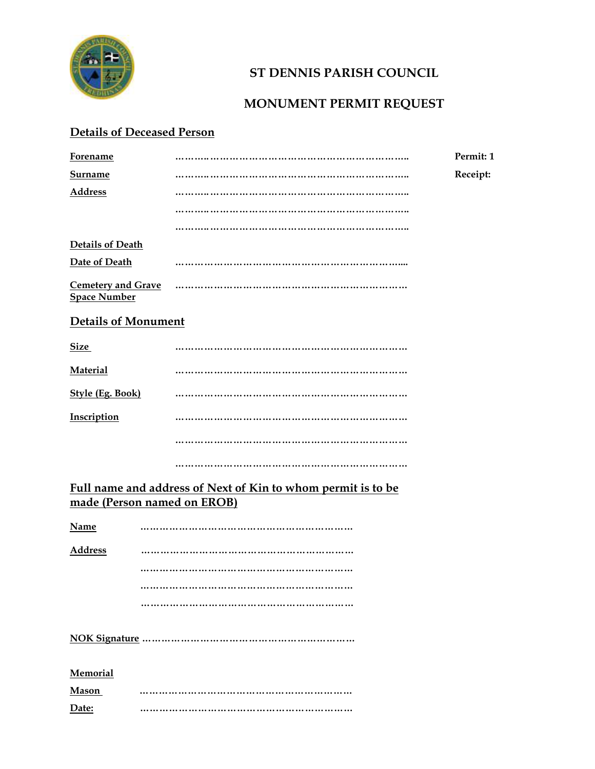# ST DENNIS PARISH COUNCIL

## MONUMENT PERMIT REQUEST

**Permit: 1**

**Receipt:**

### Details of Deceased Person

**Forename** ……………………………………………………………………..

**Surname** ……………………………………………………………………..

**Address** ……………………………………………………………………..

……………………………………………………………………..

……………………………………………………………………..

**Details of Death**

**Date of Death** ……………………………………………………………………..

**Cemetery and Grave Space Number** ……………………………………………………………………

### Details of Monument

**Size** ……………………………………………………………………

**Material** ……………………………………………………………………

**Style (Eg. Book)** ……………………………………………………………………

**Inscription** ……………………………………………………………………

……………………………………………………………………

……………………………………………………………………

### Full name and address of Next of Kin to whom permit is to be made (Person named on EROB)

**Name** …………………………………………………………

**Address** …………………………………………………………

…………………………………………………………

…………………………………………………………

…………………………………………………………

**NOK Signature** …………………………………………………………

**Memorial**

**Mason** …………………………………………………………

**Date:** …………………………………………………………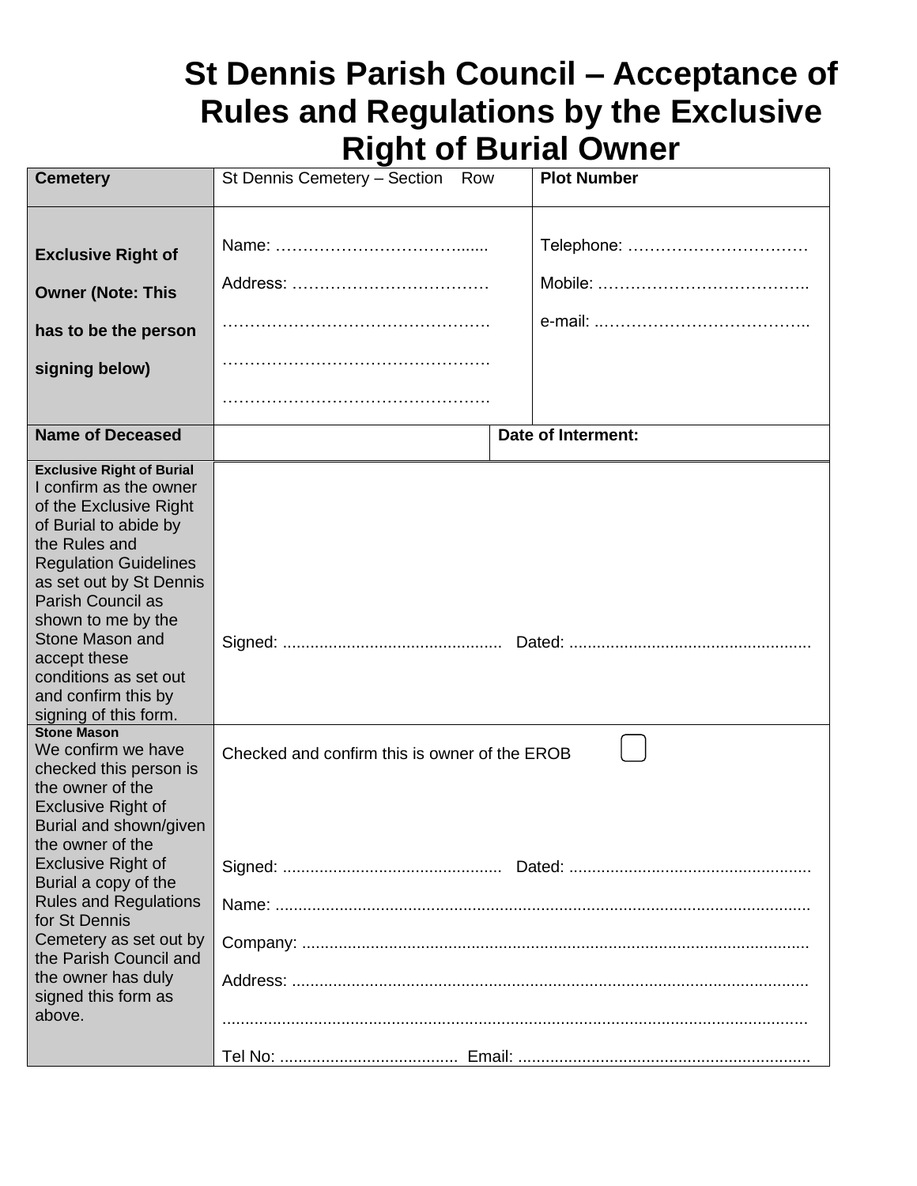# St Dennis Parish Council – Acceptance of Rules and Regulations by the Exclusive Right of Burial Owner

| | | | |
|---|---|---|---|
| **Cemetery** | St Dennis Cemetery – Section Row | | **Plot Number** |
| **Exclusive Right of Owner (Note: This has to be the person signing below)** | Name: ……………………………....... <br> Address: ……………………………… <br> …………………………………………. <br> …………………………………………. <br> …………………………………………. | | Telephone: …………………………… <br> Mobile: ……………………………….. <br> e-mail: ………………………………….. |
| **Name of Deceased** | | **Date of Interment:** | |
| **Exclusive Right of Burial** <br> I confirm as the owner of the Exclusive Right of Burial to abide by the Rules and Regulation Guidelines as set out by St Dennis Parish Council as shown to me by the Stone Mason and accept these conditions as set out and confirm this by signing of this form. | Signed: ............................................... Dated: .................................................... | | |
| **Stone Mason** <br> We confirm we have checked this person is the owner of the Exclusive Right of Burial and shown/given the owner of the Exclusive Right of Burial a copy of the Rules and Regulations for St Dennis Cemetery as set out by the Parish Council and the owner has duly signed this form as above. | Checked and confirm this is owner of the EROB ☐ <br><br> Signed: ............................................... Dated: .................................................... <br> Name: .................................................................................................................. <br> Company: ............................................................................................................. <br> Address: ................................................................................................................ <br> ............................................................................................................................. <br> Tel No: ...................................... Email: ................................................................ | | |